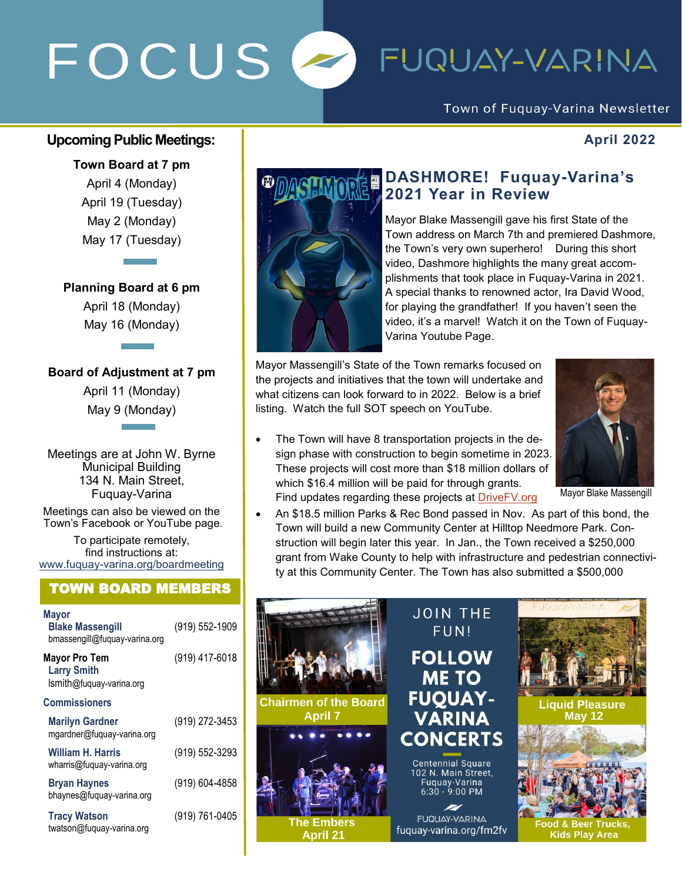# FOCUS FUQUAY-VARINA

Town of Fuquay-Varina Newsletter

**April 2022**

## Upcoming Public Meetings:

**Town Board at 7 pm**

April 4 (Monday)
April 19 (Tuesday)
May 2 (Monday)
May 17 (Tuesday)

**Planning Board at 6 pm**

April 18 (Monday)
May 16 (Monday)

**Board of Adjustment at 7 pm**

April 11 (Monday)
May 9 (Monday)

Meetings are at John W. Byrne Municipal Building
134 N. Main Street,
Fuquay-Varina

Meetings can also be viewed on the Town's Facebook or YouTube page.

To participate remotely, find instructions at:
www.fuquay-varina.org/boardmeeting

## TOWN BOARD MEMBERS

**Mayor**

**Blake Massengill** (919) 552-1909
bmassengill@fuquay-varina.org

**Mayor Pro Tem**

**Larry Smith** (919) 417-6018
lsmith@fuquay-varina.org

**Commissioners**

**Marilyn Gardner** (919) 272-3453
mgardner@fuquay-varina.org

**William H. Harris** (919) 552-3293
wharris@fuquay-varina.org

**Bryan Haynes** (919) 604-4858
bhaynes@fuquay-varina.org

**Tracy Watson** (919) 761-0405
twatson@fuquay-varina.org

## DASHMORE! Fuquay-Varina's 2021 Year in Review

Mayor Blake Massengill gave his first State of the Town address on March 7th and premiered Dashmore, the Town's very own superhero! During this short video, Dashmore highlights the many great accomplishments that took place in Fuquay-Varina in 2021. A special thanks to renowned actor, Ira David Wood, for playing the grandfather! If you haven't seen the video, it's a marvel! Watch it on the Town of Fuquay-Varina Youtube Page.

Mayor Massengill's State of the Town remarks focused on the projects and initiatives that the town will undertake and what citizens can look forward to in 2022. Below is a brief listing. Watch the full SOT speech on YouTube.

Mayor Blake Massengill

- The Town will have 8 transportation projects in the design phase with construction to begin sometime in 2023. These projects will cost more than $18 million dollars of which $16.4 million will be paid for through grants. Find updates regarding these projects at DriveFV.org
- An $18.5 million Parks & Rec Bond passed in Nov. As part of this bond, the Town will build a new Community Center at Hilltop Needmore Park. Construction will begin later this year. In Jan., the Town received a $250,000 grant from Wake County to help with infrastructure and pedestrian connectivity at this Community Center. The Town has also submitted a $500,000

## JOIN THE FUN! FOLLOW ME TO FUQUAY-VARINA CONCERTS

Centennial Square
102 N. Main Street,
Fuquay-Varina
6:30 - 9:00 PM

**Chairmen of the Board** — April 7

**The Embers** — April 21

**Liquid Pleasure** — May 12

**Food & Beer Trucks, Kids Play Area**

FUQUAY-VARINA
fuquay-varina.org/fm2fv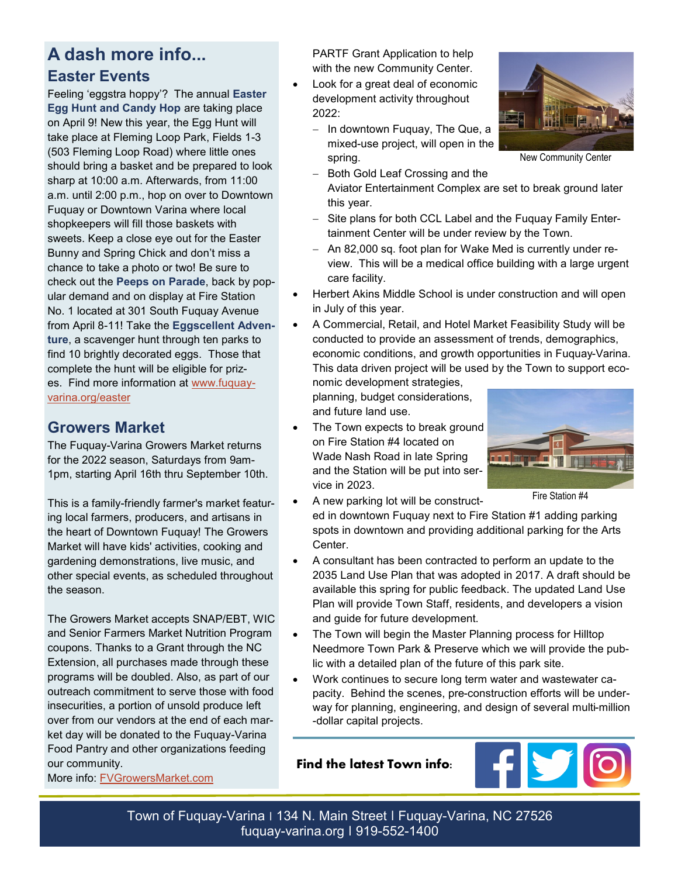# A dash more info...

## Easter Events

Feeling 'eggstra hoppy'? The annual **Easter Egg Hunt and Candy Hop** are taking place on April 9! New this year, the Egg Hunt will take place at Fleming Loop Park, Fields 1-3 (503 Fleming Loop Road) where little ones should bring a basket and be prepared to look sharp at 10:00 a.m. Afterwards, from 11:00 a.m. until 2:00 p.m., hop on over to Downtown Fuquay or Downtown Varina where local shopkeepers will fill those baskets with sweets. Keep a close eye out for the Easter Bunny and Spring Chick and don't miss a chance to take a photo or two! Be sure to check out the **Peeps on Parade**, back by popular demand and on display at Fire Station No. 1 located at 301 South Fuquay Avenue from April 8-11! Take the **Eggscellent Adventure**, a scavenger hunt through ten parks to find 10 brightly decorated eggs. Those that complete the hunt will be eligible for prizes. Find more information at www.fuquay-varina.org/easter

## Growers Market

The Fuquay-Varina Growers Market returns for the 2022 season, Saturdays from 9am-1pm, starting April 16th thru September 10th.

This is a family-friendly farmer's market featuring local farmers, producers, and artisans in the heart of Downtown Fuquay! The Growers Market will have kids' activities, cooking and gardening demonstrations, live music, and other special events, as scheduled throughout the season.

The Growers Market accepts SNAP/EBT, WIC and Senior Farmers Market Nutrition Program coupons. Thanks to a Grant through the NC Extension, all purchases made through these programs will be doubled. Also, as part of our outreach commitment to serve those with food insecurities, a portion of unsold produce left over from our vendors at the end of each market day will be donated to the Fuquay-Varina Food Pantry and other organizations feeding our community.

More info: FVGrowersMarket.com

PARTF Grant Application to help with the new Community Center.

New Community Center

- Look for a great deal of economic development activity throughout 2022:
  - In downtown Fuquay, The Que, a mixed-use project, will open in the spring.
  - Both Gold Leaf Crossing and the Aviator Entertainment Complex are set to break ground later this year.
  - Site plans for both CCL Label and the Fuquay Family Entertainment Center will be under review by the Town.
  - An 82,000 sq. foot plan for Wake Med is currently under review. This will be a medical office building with a large urgent care facility.
- Herbert Akins Middle School is under construction and will open in July of this year.
- A Commercial, Retail, and Hotel Market Feasibility Study will be conducted to provide an assessment of trends, demographics, economic conditions, and growth opportunities in Fuquay-Varina. This data driven project will be used by the Town to support economic development strategies, planning, budget considerations, and future land use.
- The Town expects to break ground on Fire Station #4 located on Wade Nash Road in late Spring and the Station will be put into service in 2023.

Fire Station #4

- A new parking lot will be constructed in downtown Fuquay next to Fire Station #1 adding parking spots in downtown and providing additional parking for the Arts Center.
- A consultant has been contracted to perform an update to the 2035 Land Use Plan that was adopted in 2017. A draft should be available this spring for public feedback. The updated Land Use Plan will provide Town Staff, residents, and developers a vision and guide for future development.
- The Town will begin the Master Planning process for Hilltop Needmore Town Park & Preserve which we will provide the public with a detailed plan of the future of this park site.
- Work continues to secure long term water and wastewater capacity. Behind the scenes, pre-construction efforts will be underway for planning, engineering, and design of several multi-million -dollar capital projects.

**Find the latest Town info:**

Town of Fuquay-Varina | 134 N. Main Street | Fuquay-Varina, NC 27526
fuquay-varina.org | 919-552-1400